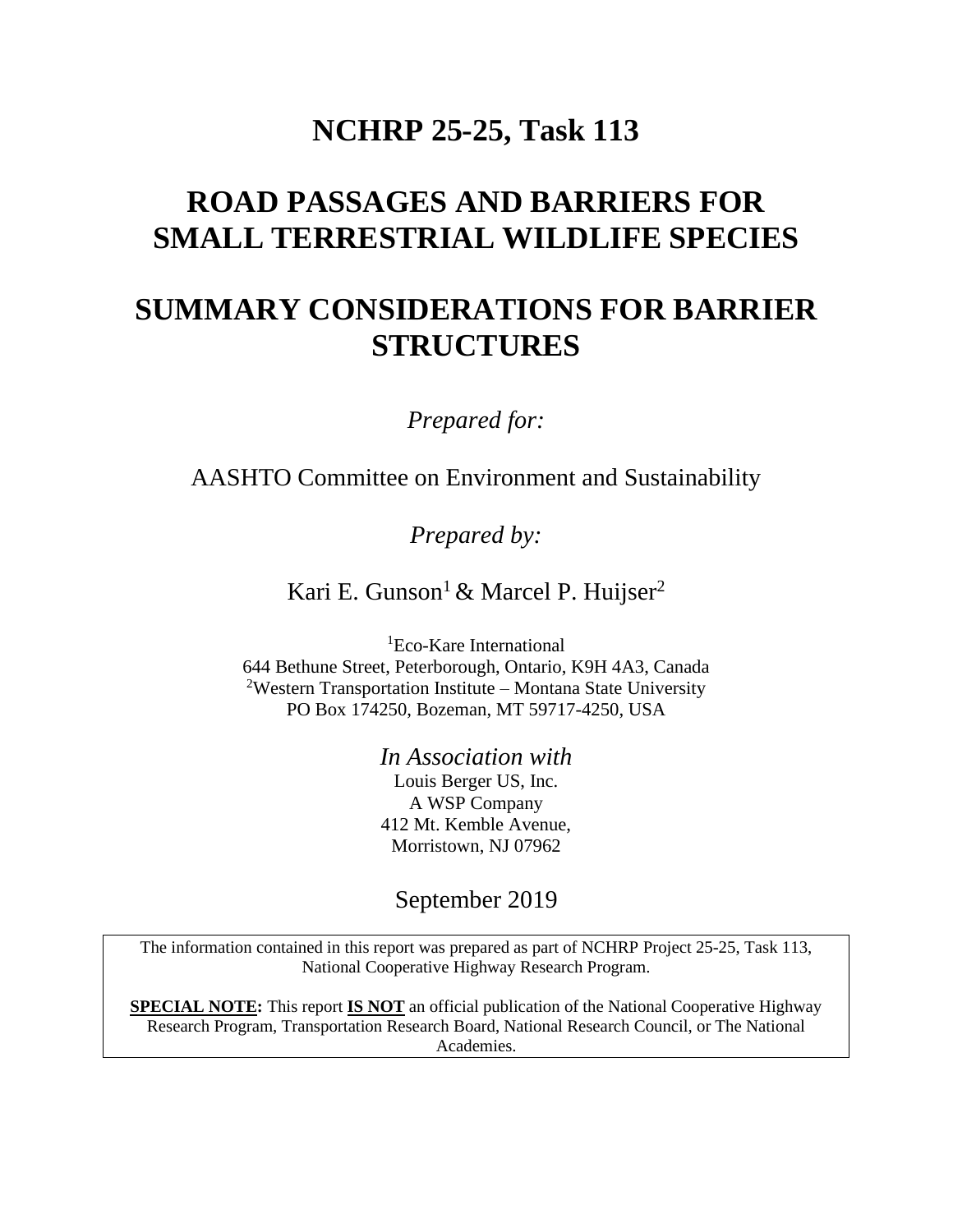# NCHRP 25-25, Task 113

# ROAD PASSAGES AND BARRIERS FOR SMALL TERRESTRIAL WILDLIFE SPECIES

# SUMMARY CONSIDERATIONS FOR BARRIER STRUCTURES

*Prepared for:*

AASHTO Committee on Environment and Sustainability

*Prepared by:*

Kari E. Gunson[1] & Marcel P. Huijser[2]

[1]Eco-Kare International
644 Bethune Street, Peterborough, Ontario, K9H 4A3, Canada
[2]Western Transportation Institute – Montana State University
PO Box 174250, Bozeman, MT 59717-4250, USA

*In Association with*
Louis Berger US, Inc.
A WSP Company
412 Mt. Kemble Avenue,
Morristown, NJ 07962

September 2019

The information contained in this report was prepared as part of NCHRP Project 25-25, Task 113, National Cooperative Highway Research Program.

**SPECIAL NOTE:** This report **IS NOT** an official publication of the National Cooperative Highway Research Program, Transportation Research Board, National Research Council, or The National Academies.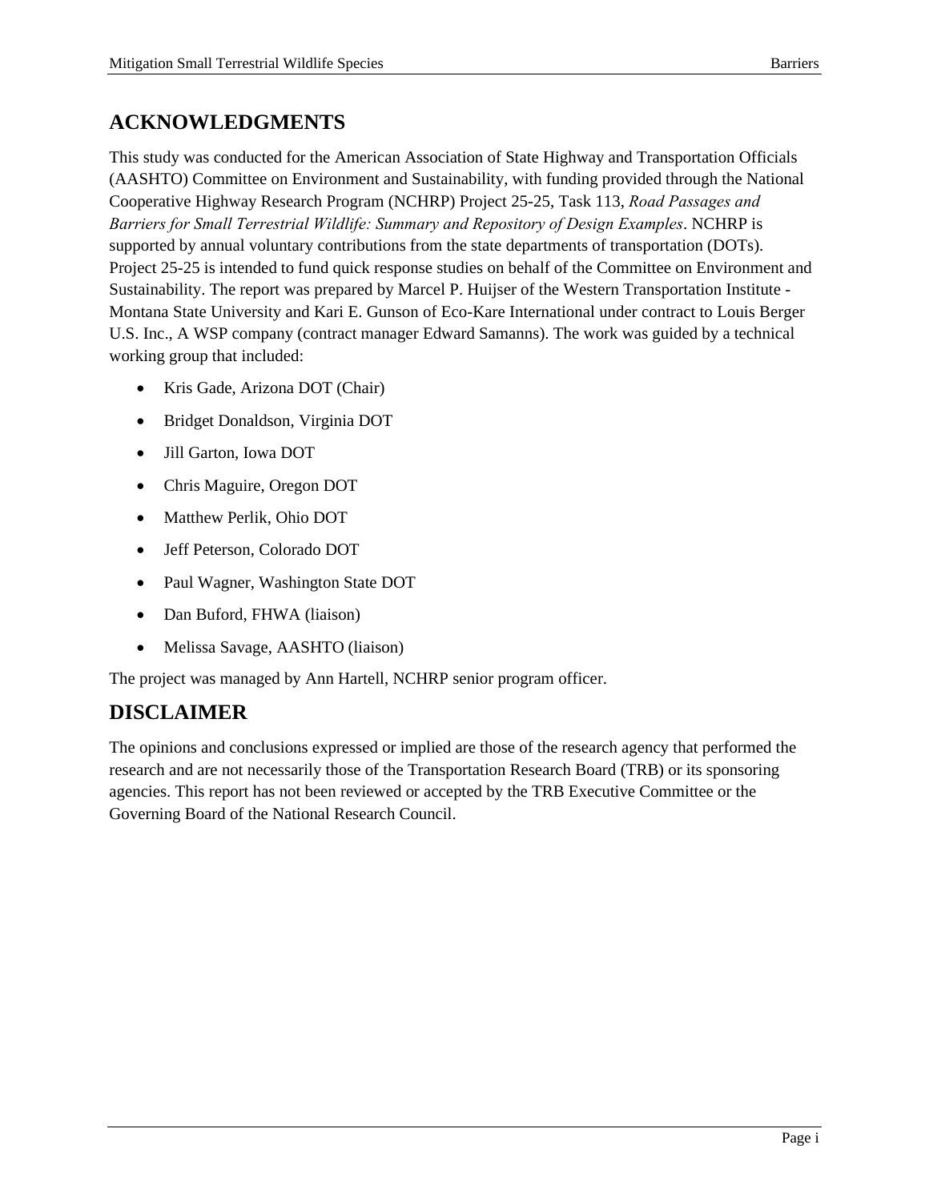## ACKNOWLEDGMENTS

This study was conducted for the American Association of State Highway and Transportation Officials (AASHTO) Committee on Environment and Sustainability, with funding provided through the National Cooperative Highway Research Program (NCHRP) Project 25-25, Task 113, *Road Passages and Barriers for Small Terrestrial Wildlife: Summary and Repository of Design Examples*. NCHRP is supported by annual voluntary contributions from the state departments of transportation (DOTs). Project 25-25 is intended to fund quick response studies on behalf of the Committee on Environment and Sustainability. The report was prepared by Marcel P. Huijser of the Western Transportation Institute - Montana State University and Kari E. Gunson of Eco-Kare International under contract to Louis Berger U.S. Inc., A WSP company (contract manager Edward Samanns). The work was guided by a technical working group that included:

- Kris Gade, Arizona DOT (Chair)
- Bridget Donaldson, Virginia DOT
- Jill Garton, Iowa DOT
- Chris Maguire, Oregon DOT
- Matthew Perlik, Ohio DOT
- Jeff Peterson, Colorado DOT
- Paul Wagner, Washington State DOT
- Dan Buford, FHWA (liaison)
- Melissa Savage, AASHTO (liaison)

The project was managed by Ann Hartell, NCHRP senior program officer.

## DISCLAIMER

The opinions and conclusions expressed or implied are those of the research agency that performed the research and are not necessarily those of the Transportation Research Board (TRB) or its sponsoring agencies. This report has not been reviewed or accepted by the TRB Executive Committee or the Governing Board of the National Research Council.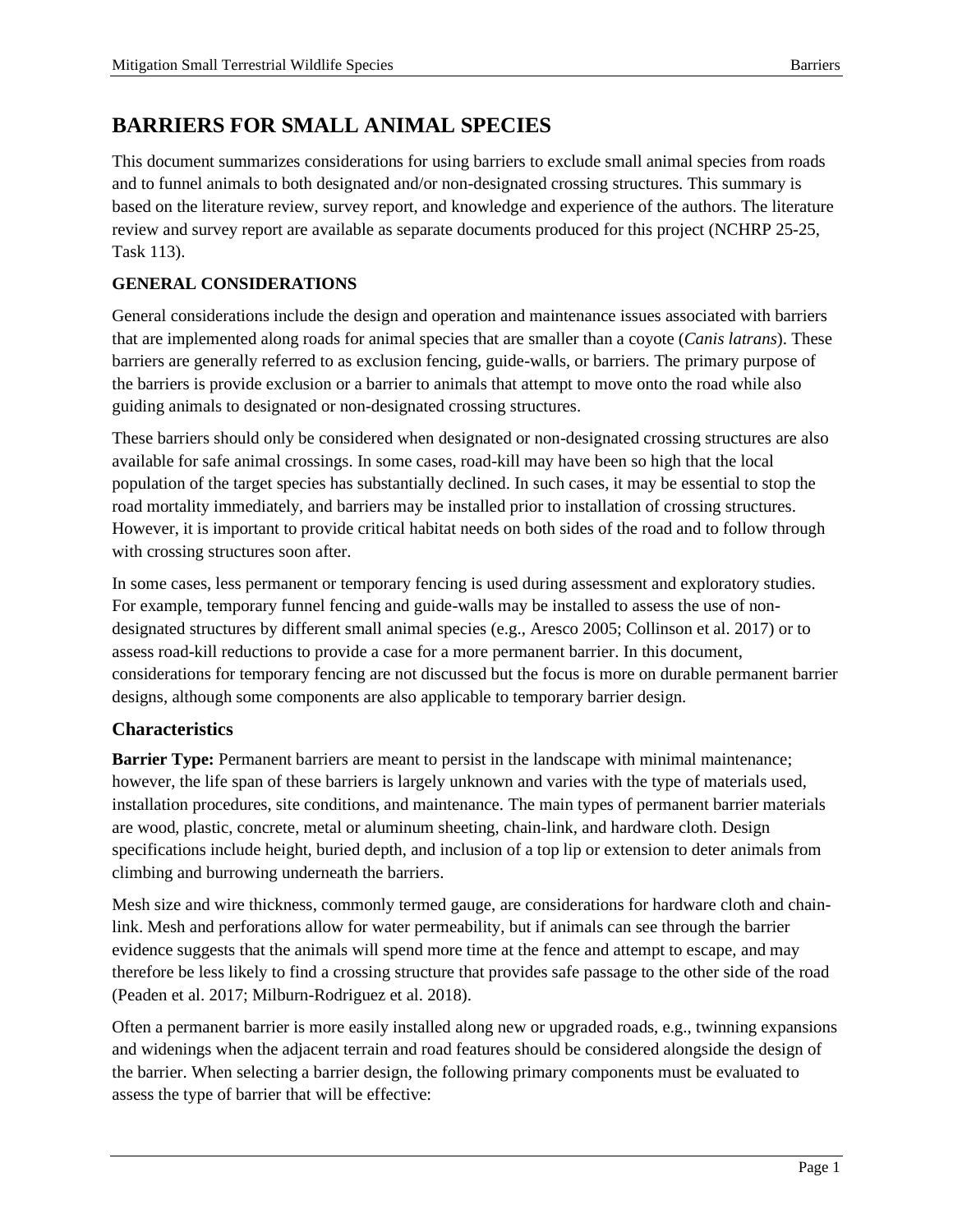# BARRIERS FOR SMALL ANIMAL SPECIES

This document summarizes considerations for using barriers to exclude small animal species from roads and to funnel animals to both designated and/or non-designated crossing structures. This summary is based on the literature review, survey report, and knowledge and experience of the authors. The literature review and survey report are available as separate documents produced for this project (NCHRP 25-25, Task 113).

**GENERAL CONSIDERATIONS**

General considerations include the design and operation and maintenance issues associated with barriers that are implemented along roads for animal species that are smaller than a coyote (*Canis latrans*). These barriers are generally referred to as exclusion fencing, guide-walls, or barriers. The primary purpose of the barriers is provide exclusion or a barrier to animals that attempt to move onto the road while also guiding animals to designated or non-designated crossing structures.

These barriers should only be considered when designated or non-designated crossing structures are also available for safe animal crossings. In some cases, road-kill may have been so high that the local population of the target species has substantially declined. In such cases, it may be essential to stop the road mortality immediately, and barriers may be installed prior to installation of crossing structures. However, it is important to provide critical habitat needs on both sides of the road and to follow through with crossing structures soon after.

In some cases, less permanent or temporary fencing is used during assessment and exploratory studies. For example, temporary funnel fencing and guide-walls may be installed to assess the use of non-designated structures by different small animal species (e.g., Aresco 2005; Collinson et al. 2017) or to assess road-kill reductions to provide a case for a more permanent barrier. In this document, considerations for temporary fencing are not discussed but the focus is more on durable permanent barrier designs, although some components are also applicable to temporary barrier design.

## Characteristics

**Barrier Type:** Permanent barriers are meant to persist in the landscape with minimal maintenance; however, the life span of these barriers is largely unknown and varies with the type of materials used, installation procedures, site conditions, and maintenance. The main types of permanent barrier materials are wood, plastic, concrete, metal or aluminum sheeting, chain-link, and hardware cloth. Design specifications include height, buried depth, and inclusion of a top lip or extension to deter animals from climbing and burrowing underneath the barriers.

Mesh size and wire thickness, commonly termed gauge, are considerations for hardware cloth and chain-link. Mesh and perforations allow for water permeability, but if animals can see through the barrier evidence suggests that the animals will spend more time at the fence and attempt to escape, and may therefore be less likely to find a crossing structure that provides safe passage to the other side of the road (Peaden et al. 2017; Milburn-Rodriguez et al. 2018).

Often a permanent barrier is more easily installed along new or upgraded roads, e.g., twinning expansions and widenings when the adjacent terrain and road features should be considered alongside the design of the barrier. When selecting a barrier design, the following primary components must be evaluated to assess the type of barrier that will be effective: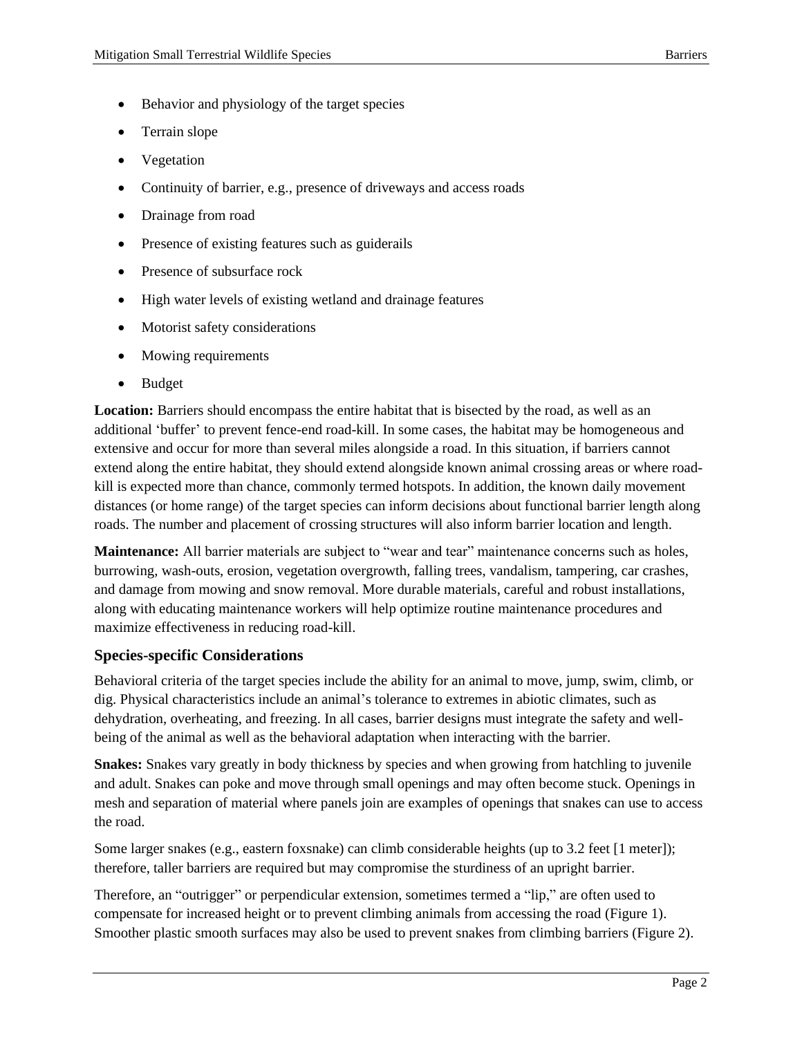- Behavior and physiology of the target species
- Terrain slope
- Vegetation
- Continuity of barrier, e.g., presence of driveways and access roads
- Drainage from road
- Presence of existing features such as guiderails
- Presence of subsurface rock
- High water levels of existing wetland and drainage features
- Motorist safety considerations
- Mowing requirements
- Budget

**Location:** Barriers should encompass the entire habitat that is bisected by the road, as well as an additional 'buffer' to prevent fence-end road-kill. In some cases, the habitat may be homogeneous and extensive and occur for more than several miles alongside a road. In this situation, if barriers cannot extend along the entire habitat, they should extend alongside known animal crossing areas or where road-kill is expected more than chance, commonly termed hotspots. In addition, the known daily movement distances (or home range) of the target species can inform decisions about functional barrier length along roads. The number and placement of crossing structures will also inform barrier location and length.

**Maintenance:** All barrier materials are subject to "wear and tear" maintenance concerns such as holes, burrowing, wash-outs, erosion, vegetation overgrowth, falling trees, vandalism, tampering, car crashes, and damage from mowing and snow removal. More durable materials, careful and robust installations, along with educating maintenance workers will help optimize routine maintenance procedures and maximize effectiveness in reducing road-kill.

### Species-specific Considerations

Behavioral criteria of the target species include the ability for an animal to move, jump, swim, climb, or dig. Physical characteristics include an animal's tolerance to extremes in abiotic climates, such as dehydration, overheating, and freezing. In all cases, barrier designs must integrate the safety and well-being of the animal as well as the behavioral adaptation when interacting with the barrier.

**Snakes:** Snakes vary greatly in body thickness by species and when growing from hatchling to juvenile and adult. Snakes can poke and move through small openings and may often become stuck. Openings in mesh and separation of material where panels join are examples of openings that snakes can use to access the road.

Some larger snakes (e.g., eastern foxsnake) can climb considerable heights (up to 3.2 feet [1 meter]); therefore, taller barriers are required but may compromise the sturdiness of an upright barrier.

Therefore, an "outrigger" or perpendicular extension, sometimes termed a "lip," are often used to compensate for increased height or to prevent climbing animals from accessing the road (Figure 1). Smoother plastic smooth surfaces may also be used to prevent snakes from climbing barriers (Figure 2).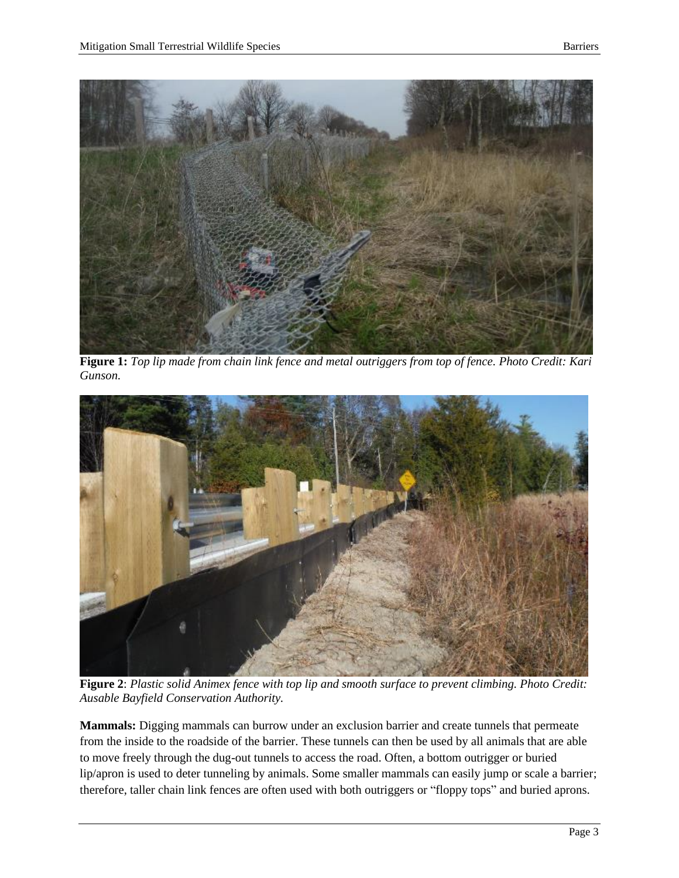**Figure 1:** *Top lip made from chain link fence and metal outriggers from top of fence. Photo Credit: Kari Gunson.*

**Figure 2**: *Plastic solid Animex fence with top lip and smooth surface to prevent climbing. Photo Credit: Ausable Bayfield Conservation Authority.*

**Mammals:** Digging mammals can burrow under an exclusion barrier and create tunnels that permeate from the inside to the roadside of the barrier. These tunnels can then be used by all animals that are able to move freely through the dug-out tunnels to access the road. Often, a bottom outrigger or buried lip/apron is used to deter tunneling by animals. Some smaller mammals can easily jump or scale a barrier; therefore, taller chain link fences are often used with both outriggers or "floppy tops" and buried aprons.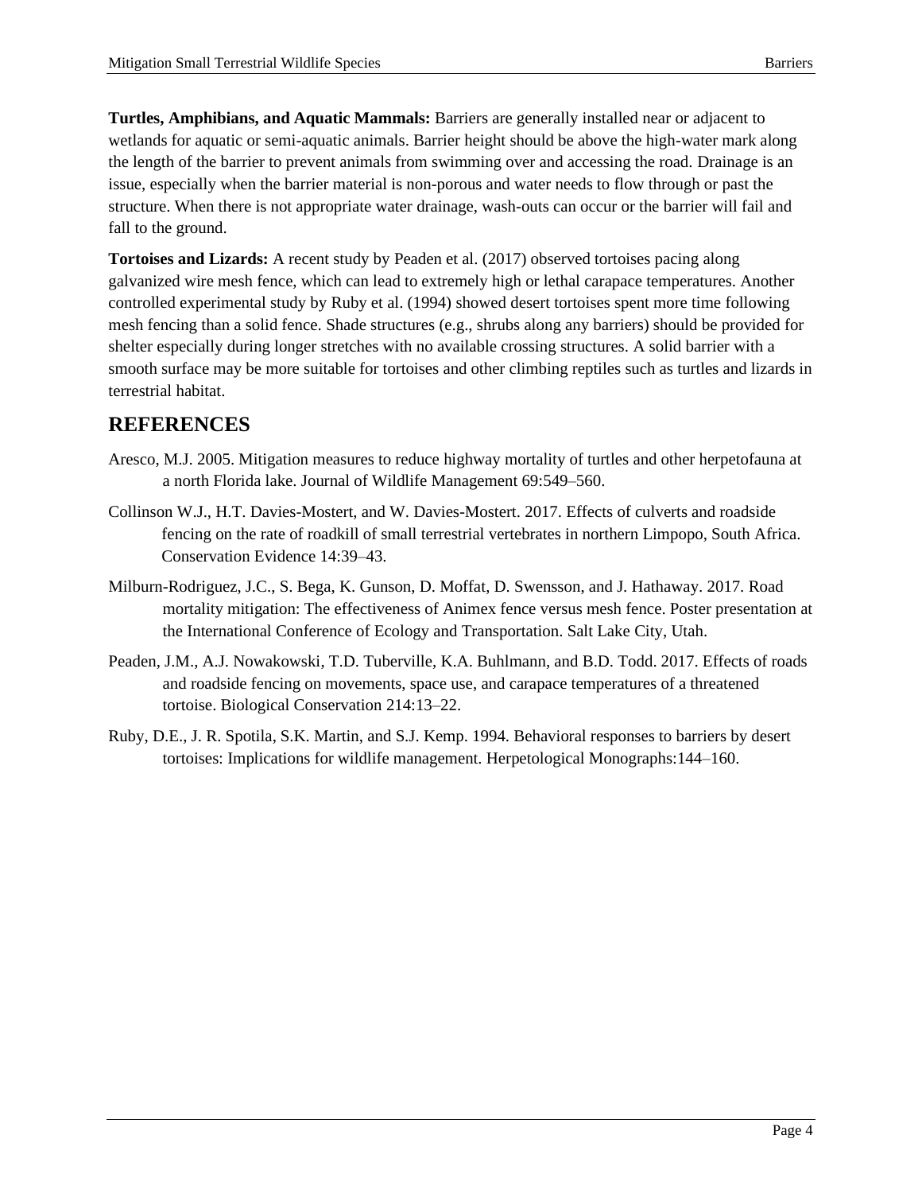**Turtles, Amphibians, and Aquatic Mammals:** Barriers are generally installed near or adjacent to wetlands for aquatic or semi-aquatic animals. Barrier height should be above the high-water mark along the length of the barrier to prevent animals from swimming over and accessing the road. Drainage is an issue, especially when the barrier material is non-porous and water needs to flow through or past the structure. When there is not appropriate water drainage, wash-outs can occur or the barrier will fail and fall to the ground.

**Tortoises and Lizards:** A recent study by Peaden et al. (2017) observed tortoises pacing along galvanized wire mesh fence, which can lead to extremely high or lethal carapace temperatures. Another controlled experimental study by Ruby et al. (1994) showed desert tortoises spent more time following mesh fencing than a solid fence. Shade structures (e.g., shrubs along any barriers) should be provided for shelter especially during longer stretches with no available crossing structures. A solid barrier with a smooth surface may be more suitable for tortoises and other climbing reptiles such as turtles and lizards in terrestrial habitat.

## REFERENCES

Aresco, M.J. 2005. Mitigation measures to reduce highway mortality of turtles and other herpetofauna at a north Florida lake. Journal of Wildlife Management 69:549–560.

Collinson W.J., H.T. Davies-Mostert, and W. Davies-Mostert. 2017. Effects of culverts and roadside fencing on the rate of roadkill of small terrestrial vertebrates in northern Limpopo, South Africa. Conservation Evidence 14:39–43.

Milburn-Rodriguez, J.C., S. Bega, K. Gunson, D. Moffat, D. Swensson, and J. Hathaway. 2017. Road mortality mitigation: The effectiveness of Animex fence versus mesh fence. Poster presentation at the International Conference of Ecology and Transportation. Salt Lake City, Utah.

Peaden, J.M., A.J. Nowakowski, T.D. Tuberville, K.A. Buhlmann, and B.D. Todd. 2017. Effects of roads and roadside fencing on movements, space use, and carapace temperatures of a threatened tortoise. Biological Conservation 214:13–22.

Ruby, D.E., J. R. Spotila, S.K. Martin, and S.J. Kemp. 1994. Behavioral responses to barriers by desert tortoises: Implications for wildlife management. Herpetological Monographs:144–160.